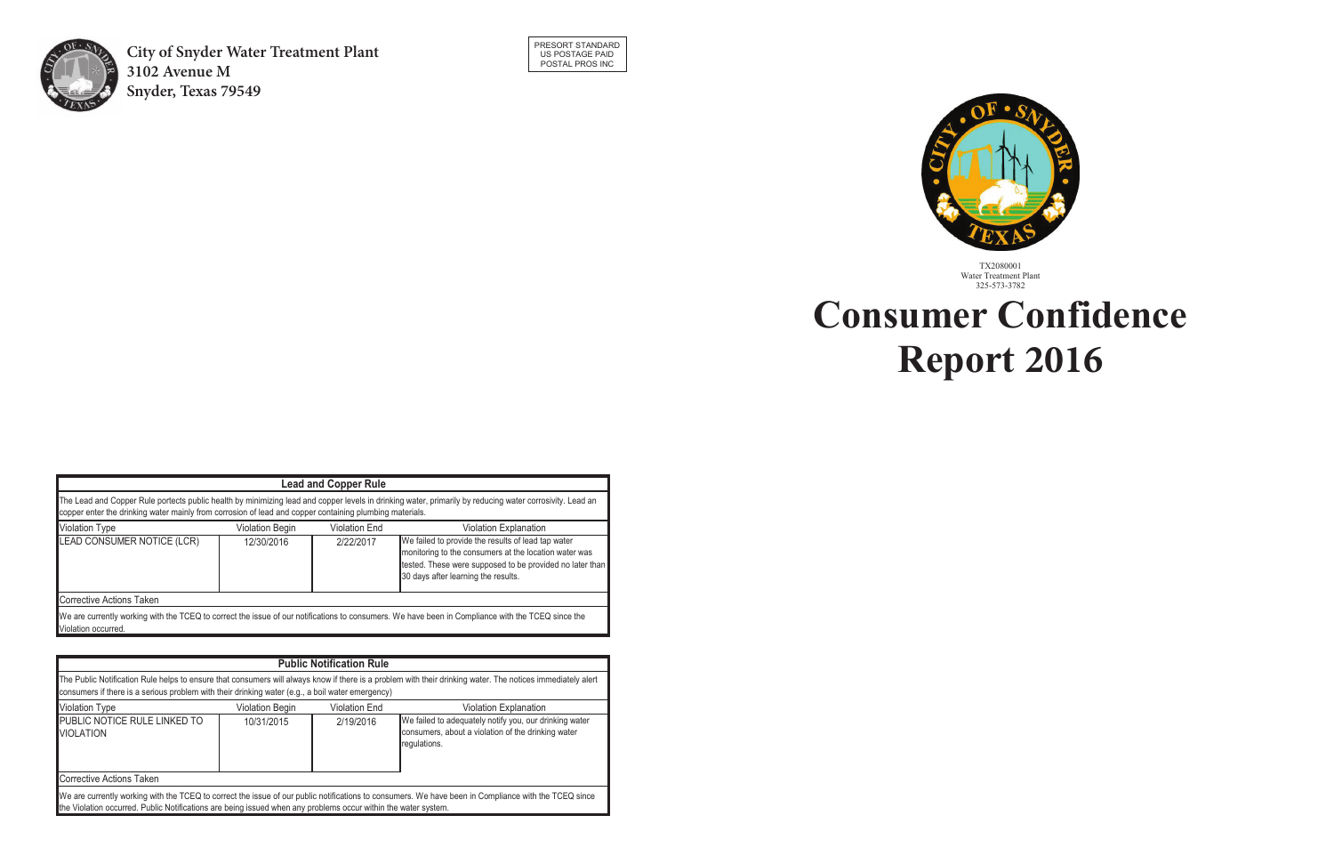**City of Snyder Water Treatment Plant**
**3102 Avenue M**
**Snyder, Texas 79549**

PRESORT STANDARD
US POSTAGE PAID
POSTAL PROS INC

TX2080001
Water Treatment Plant
325-573-3782

# Consumer Confidence Report 2016

| Lead and Copper Rule | | | |
|---|---|---|---|
| The Lead and Copper Rule portects public health by minimizing lead and copper levels in drinking water, primarily by reducing water corrosivity. Lead an copper enter the drinking water mainly from corrosion of lead and copper containing plumbing materials. | | | |
| Violation Type | Violation Begin | Violation End | Violation Explanation |
| LEAD CONSUMER NOTICE (LCR) | 12/30/2016 | 2/22/2017 | We failed to provide the results of lead tap water monitoring to the consumers at the location water was tested. These were supposed to be provided no later than 30 days after learning the results. |
| Corrective Actions Taken | | | |
| We are currently working with the TCEQ to correct the issue of our notifications to consumers. We have been in Compliance with the TCEQ since the Violation occurred. | | | |

| Public Notification Rule | | | |
|---|---|---|---|
| The Public Notification Rule helps to ensure that consumers will always know if there is a problem with their drinking water. The notices immediately alert consumers if there is a serious problem with their drinking water (e.g., a boil water emergency) | | | |
| Violation Type | Violation Begin | Violation End | Violation Explanation |
| PUBLIC NOTICE RULE LINKED TO VIOLATION | 10/31/2015 | 2/19/2016 | We failed to adequately notify you, our drinking water consumers, about a violation of the drinking water regulations. |
| Corrective Actions Taken | | | |
| We are currently working with the TCEQ to correct the issue of our public notifications to consumers. We have been in Compliance with the TCEQ since the Violation occurred. Public Notifications are being issued when any problems occur within the water system. | | | |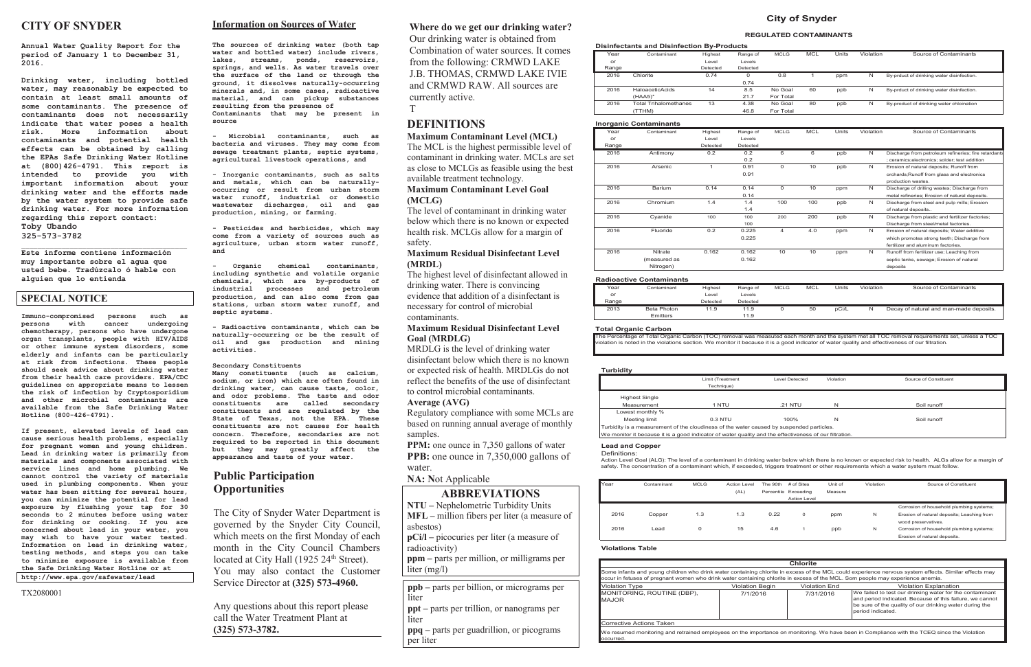# CITY OF SNYDER

Annual Water Quality Report for the period of January 1 to December 31, 2016.

Drinking water, including bottled water, may reasonably be expected to contain at least small amounts of some contaminants. The presence of contaminants does not necessarily indicate that water poses a health risk. More information about contaminants and potential health effects can be obtained by calling the EPAs Safe Drinking Water Hotline at (800)426-4791. This report is intended to provide you with important information about your drinking water and the efforts made by the water system to provide safe drinking water. For more information regarding this report contact:
Toby Ubando
325-573-3782

Este informe contiene información muy importante sobre el agua que usted bebe. Tradúzcalo ó hable con alguien que lo entienda

## SPECIAL NOTICE

Immuno-compromised persons such as persons with cancer undergoing chemotherapy, persons who have undergone organ transplants, people with HIV/AIDS or other immune system disorders, some elderly and infants can be particularly at risk from infections. These people should seek advice about drinking water from their health care providers. EPA/CDC guidelines on appropriate means to lessen the risk of infection by Cryptosporidium and other microbial contaminants are available from the Safe Drinking Water Hotline (800-426-4791).

If present, elevated levels of lead can cause serious health problems, especially for pregnant women and young children. Lead in drinking water is primarily from materials and components associated with service lines and home plumbing. We cannot control the variety of materials used in plumbing components. When your water has been sitting for several hours, you can minimize the potential for lead exposure by flushing your tap for 30 seconds to 2 minutes before using water for drinking or cooking. If you are concerned about lead in your water, you may wish to have your water tested. Information on lead in drinking water, testing methods, and steps you can take to minimize exposure is available from the Safe Drinking Water Hotline or at http://www.epa.gov/safewater/lead

TX2080001

## Information on Sources of Water

The sources of drinking water (both tap water and bottled water) include rivers, lakes, streams, ponds, reservoirs, springs, and wells. As water travels over the surface of the land or through the ground, it dissolves naturally-occurring minerals and, in some cases, radioactive material, and can pickup substances resulting from the presence of Contaminants that may be present in source

- Microbial contaminants, such as bacteria and viruses. They may come from sewage treatment plants, septic systems, agricultural livestock operations, and

- Inorganic contaminants, such as salts and metals, which can be naturally-occurring or result from urban storm water runoff, industrial or domestic wastewater discharges, oil and gas production, mining, or farming.

- Pesticides and herbicides, which may come from a variety of sources such as agriculture, urban storm water runoff, and

- Organic chemical contaminants, including synthetic and volatile organic chemicals, which are by-products of industrial processes and petroleum production, and can also come from gas stations, urban storm water runoff, and septic systems.

- Radioactive contaminants, which can be naturally-occurring or be the result of oil and gas production and mining activities.

Secondary Constituents
Many constituents (such as calcium, sodium, or iron) which are often found in drinking water, can cause taste, color, and odor problems. The taste and odor constituents are called secondary constituents and are regulated by the State of Texas, not the EPA. These constituents are not causes for health concern. Therefore, secondaries are not required to be reported in this document but they may greatly affect the appearance and taste of your water.

## Public Participation Opportunities

The City of Snyder Water Department is governed by the Snyder City Council, which meets on the first Monday of each month in the City Council Chambers located at City Hall (1925 24th Street). You may also contact the Customer Service Director at **(325) 573-4960.**

Any questions about this report please call the Water Treatment Plant at **(325) 573-3782.**

## Where do we get our drinking water?

Our drinking water is obtained from Combination of water sources. It comes from the following: CRMWD LAKE J.B. THOMAS, CRMWD LAKE IVIE and CRMWD RAW. All sources are currently active.

T

## DEFINITIONS

**Maximum Contaminant Level (MCL)**
The MCL is the highest permissible level of contaminant in drinking water. MCLs are set as close to MCLGs as feasible using the best available treatment technology.

**Maximum Contaminant Level Goal (MCLG)**
The level of contaminant in drinking water below which there is no known or expected health risk. MCLGs allow for a margin of safety.

**Maximum Residual Disinfectant Level (MRDL)**
The highest level of disinfectant allowed in drinking water. There is convincing evidence that addition of a disinfectant is necessary for control of microbial contaminants.

**Maximum Residual Disinfectant Level Goal (MRDLG)**
MRDLG is the level of drinking water disinfectant below which there is no known or expected risk of health. MRDLGs do not reflect the benefits of the use of disinfectant to control microbial contaminants.

**Average (AVG)**
Regulatory compliance with some MCLs are based on running annual average of monthly samples.

**PPM:** one ounce in 7,350 gallons of water
**PPB:** one ounce in 7,350,000 gallons of water.
**NA:** Not Applicable

## ABBREVIATIONS

**NTU** – Nephelometric Turbidity Units
**MFL** – million fibers per liter (a measure of asbestos)
**pCi/l** – picocuries per liter (a measure of radioactivity)
**ppm** – parts per million, or milligrams per liter (mg/l)
**ppb** – parts per billion, or micrograms per liter
**ppt** – parts per trillion, or nanograms per liter
**ppq** – parts per quadrillion, or picograms per liter

## City of Snyder

### REGULATED CONTAMINANTS

**Disinfectants and Disinfection By-Products**

| Year or Range | Contaminant | Highest Level Detected | Range of Levels Detected | MCLG | MCL | Units | Violation | Source of Contaminants |
|---|---|---|---|---|---|---|---|---|
| 2016 | Chlorite | 0.74 | 0<br>0.74 | 0.8 | 1 | ppm | N | By-prduct of drinking water disinfection. |
| 2016 | HaloaceticAcids (HAA5)* | 14 | 8.5<br>21.7 | No Goal For Total | 60 | ppb | N | By-product of drinking water disinfection. |
| 2016 | Total Trihalomethanes (TTHM) | 13 | 4.38<br>46.8 | No Goal For Total | 80 | ppb | N | By-product of drinking water chloination |

**Inorganic Contaminants**

| Year or Range | Contaminant | Highest Level Detected | Range of Levels Detected | MCLG | MCL | Units | Violation | Source of Contaminants |
|---|---|---|---|---|---|---|---|---|
| 2016 | Antimony | 0.2 | 0.2<br>0.2 | 6 | 6 | ppb | N | Discharge from petroleum refineries; fire retardants ; ceramics;electronics; solder; test addition |
| 2016 | Arsenic | 1 | 0.91<br>0.91 | 0 | 10 | ppb | N | Erosion of natural deposits; Runoff from orchards;Runoff from glass and electronics production wastes. |
| 2016 | Barium | 0.14 | 0.14<br>0.14 | 0 | 10 | ppm | N | Discharge of drilling wastes; Discharge from metal refineries; Erosion of natural deposits. |
| 2016 | Chromium | 1.4 | 1.4<br>1.4 | 100 | 100 | ppb | N | Discharge from steel and pulp mills; Erosion of natural deposits.. |
| 2016 | Cyanide | 100 | 100<br>100 | 200 | 200 | ppb | N | Discharge from plastic and fertilizer factories; Discharge from steel/metal factories. |
| 2016 | Fluoride | 0.2 | 0.225<br>0.225 | 4 | 4.0 | ppm | N | Erosion of natural deposits; Water additive which promotes strong teeth; Discharge from fertilizer and aluminum factories. |
| 2016 | Nitrate (measured as Nitrogen) | 0.162 | 0.162<br>0.162 | 10 | 10 | ppm | N | Runoff from fertilizer use; Leaching from septic tanks, sewage; Erosion of natural deposits |

**Radioactive Contaminants**

| Year or Range | Contaminant | Highest Level Detected | Range of Levels Detected | MCLG | MCL | Units | Violation | Source of Contaminants |
|---|---|---|---|---|---|---|---|---|
| 2013 | Beta Photon Emitters | 11.9 | 11.9<br>11.9 | 0 | 50 | pCi/L | N | Decay of natural and man-made deposits. |

**Total Organic Carbon**

The Percentage of Total Organic Carbon (TOC) removal was measured each month and the system met all TOC removal requirements set, unless a TOC violation is noted in the violations section. We monitor it because it is a good indicator of water quality and effectiveness of our filtration.

**Turbidity**

| | Limit (Treatment Technique) | Level Detected | Violation | Source of Constituent |
|---|---|---|---|---|
| Highest Single Measurement | 1 NTU | .21 NTU | N | Soil runoff |
| Lowest monthly % Meeting limit | 0.3 NTU | 100% | N | Soil runoff |

Turbidity is a measurement of the cloudiness of the water caused by suspended particles.
We monitor it because it is a good indicator of water quality and the effectiveness of our filtration.

**Lead and Copper**

Definitions:
Action Level Goal (ALG): The level of a contaminant in drinking water below which there is no known or expected risk to health. ALGs allow for a margin of safety. The concentration of a contaminant which, if exceeded, triggers treatment or other requirements which a water system must follow.

| Year | Contaminant | MCLG | Action Level (AL) | The 90th Percentile | # of Sites Exceeding Action Level | Unit of Measure | Violation | Source of Constituent |
|---|---|---|---|---|---|---|---|---|
| 2016 | Copper | 1.3 | 1.3 | 0.22 | 0 | ppm | N | Corrosion of household plumbing systems; Erosion of natural deposits; Leaching from wood preservatives. |
| 2016 | Lead | 0 | 15 | 4.6 | 1 | ppb | N | Corrosion of household plumbing systems; Erosion of natural deposits. |

**Violations Table**

| Chlorite | | | |
|---|---|---|---|
| Some infants and young children who drink water containing chlorite in excess of the MCL could experience nervous system effects. Similar effects may occur in fetuses of pregnant women who drink water containing chlorite in excess of the MCL. Som people may experience anemia. | | | |
| Violation Type | Violation Begin | Violation End | Violation Explanation |
| MONITORING, ROUTINE (DBP), MAJOR | 7/1/2016 | 7/31/2016 | We failed to test our drinking water for the contaminant and period indicated. Because of this failure, we cannot be sure of the quality of our drinking water during the period indicated. |
| Corrective Actions Taken | | | |
| We resumed monitoring and retrained employees on the importance on monitoring. We have been in Compliance with the TCEQ since the Violation occurred. | | | |